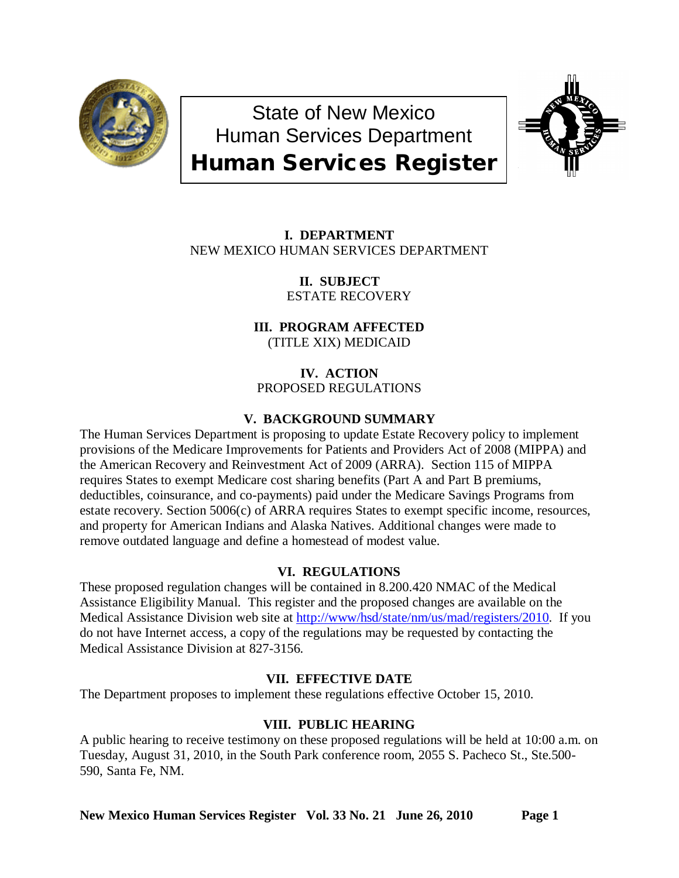# State of New Mexico
# Human Services Department
# Human Services Register

### I. DEPARTMENT
NEW MEXICO HUMAN SERVICES DEPARTMENT

### II. SUBJECT
ESTATE RECOVERY

### III. PROGRAM AFFECTED
(TITLE XIX) MEDICAID

### IV. ACTION
PROPOSED REGULATIONS

### V. BACKGROUND SUMMARY
The Human Services Department is proposing to update Estate Recovery policy to implement provisions of the Medicare Improvements for Patients and Providers Act of 2008 (MIPPA) and the American Recovery and Reinvestment Act of 2009 (ARRA). Section 115 of MIPPA requires States to exempt Medicare cost sharing benefits (Part A and Part B premiums, deductibles, coinsurance, and co-payments) paid under the Medicare Savings Programs from estate recovery. Section 5006(c) of ARRA requires States to exempt specific income, resources, and property for American Indians and Alaska Natives. Additional changes were made to remove outdated language and define a homestead of modest value.

### VI. REGULATIONS
These proposed regulation changes will be contained in 8.200.420 NMAC of the Medical Assistance Eligibility Manual. This register and the proposed changes are available on the Medical Assistance Division web site at http://www/hsd/state/nm/us/mad/registers/2010. If you do not have Internet access, a copy of the regulations may be requested by contacting the Medical Assistance Division at 827-3156.

### VII. EFFECTIVE DATE
The Department proposes to implement these regulations effective October 15, 2010.

### VIII. PUBLIC HEARING
A public hearing to receive testimony on these proposed regulations will be held at 10:00 a.m. on Tuesday, August 31, 2010, in the South Park conference room, 2055 S. Pacheco St., Ste.500-590, Santa Fe, NM.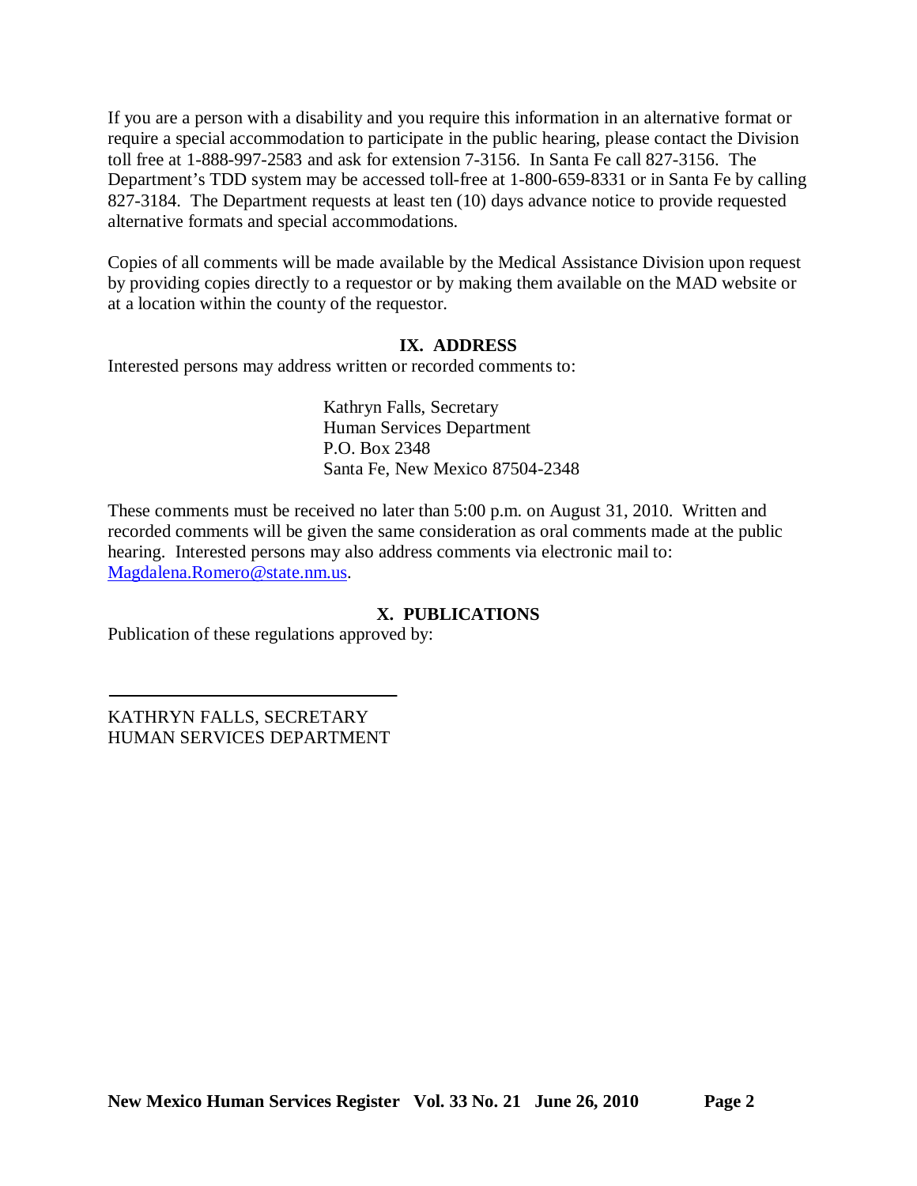If you are a person with a disability and you require this information in an alternative format or require a special accommodation to participate in the public hearing, please contact the Division toll free at 1-888-997-2583 and ask for extension 7-3156. In Santa Fe call 827-3156. The Department's TDD system may be accessed toll-free at 1-800-659-8331 or in Santa Fe by calling 827-3184. The Department requests at least ten (10) days advance notice to provide requested alternative formats and special accommodations.

Copies of all comments will be made available by the Medical Assistance Division upon request by providing copies directly to a requestor or by making them available on the MAD website or at a location within the county of the requestor.

## IX. ADDRESS

Interested persons may address written or recorded comments to:

> Kathryn Falls, Secretary
> Human Services Department
> P.O. Box 2348
> Santa Fe, New Mexico 87504-2348

These comments must be received no later than 5:00 p.m. on August 31, 2010. Written and recorded comments will be given the same consideration as oral comments made at the public hearing. Interested persons may also address comments via electronic mail to: Magdalena.Romero@state.nm.us.

## X. PUBLICATIONS

Publication of these regulations approved by:

\_\_\_\_\_\_\_\_\_\_\_\_\_\_\_\_\_\_\_\_\_\_\_\_\_\_\_\_\_\_\_\_

KATHRYN FALLS, SECRETARY
HUMAN SERVICES DEPARTMENT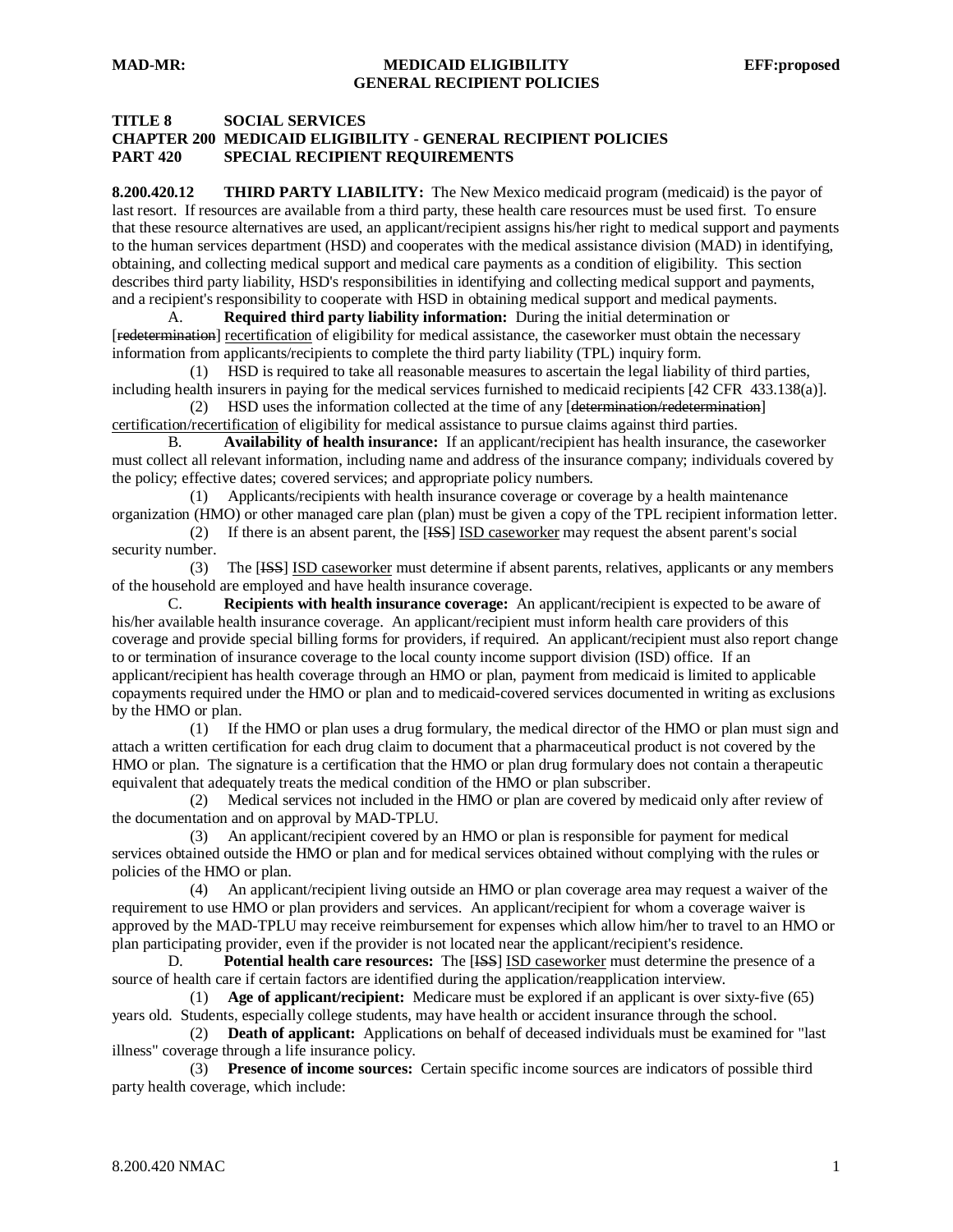**TITLE 8 SOCIAL SERVICES**
**CHAPTER 200 MEDICAID ELIGIBILITY - GENERAL RECIPIENT POLICIES**
**PART 420 SPECIAL RECIPIENT REQUIREMENTS**

**8.200.420.12 THIRD PARTY LIABILITY:** The New Mexico medicaid program (medicaid) is the payor of last resort. If resources are available from a third party, these health care resources must be used first. To ensure that these resource alternatives are used, an applicant/recipient assigns his/her right to medical support and payments to the human services department (HSD) and cooperates with the medical assistance division (MAD) in identifying, obtaining, and collecting medical support and medical care payments as a condition of eligibility. This section describes third party liability, HSD's responsibilities in identifying and collecting medical support and payments, and a recipient's responsibility to cooperate with HSD in obtaining medical support and medical payments.

A. **Required third party liability information:** During the initial determination or [~~redetermination~~] recertification of eligibility for medical assistance, the caseworker must obtain the necessary information from applicants/recipients to complete the third party liability (TPL) inquiry form.

(1) HSD is required to take all reasonable measures to ascertain the legal liability of third parties, including health insurers in paying for the medical services furnished to medicaid recipients [42 CFR 433.138(a)].

(2) HSD uses the information collected at the time of any [~~determination/redetermination~~] certification/recertification of eligibility for medical assistance to pursue claims against third parties.

B. **Availability of health insurance:** If an applicant/recipient has health insurance, the caseworker must collect all relevant information, including name and address of the insurance company; individuals covered by the policy; effective dates; covered services; and appropriate policy numbers.

(1) Applicants/recipients with health insurance coverage or coverage by a health maintenance organization (HMO) or other managed care plan (plan) must be given a copy of the TPL recipient information letter.

(2) If there is an absent parent, the [~~ISS~~] ISD caseworker may request the absent parent's social security number.

(3) The [~~ISS~~] ISD caseworker must determine if absent parents, relatives, applicants or any members of the household are employed and have health insurance coverage.

C. **Recipients with health insurance coverage:** An applicant/recipient is expected to be aware of his/her available health insurance coverage. An applicant/recipient must inform health care providers of this coverage and provide special billing forms for providers, if required. An applicant/recipient must also report change to or termination of insurance coverage to the local county income support division (ISD) office. If an applicant/recipient has health coverage through an HMO or plan, payment from medicaid is limited to applicable copayments required under the HMO or plan and to medicaid-covered services documented in writing as exclusions by the HMO or plan.

(1) If the HMO or plan uses a drug formulary, the medical director of the HMO or plan must sign and attach a written certification for each drug claim to document that a pharmaceutical product is not covered by the HMO or plan. The signature is a certification that the HMO or plan drug formulary does not contain a therapeutic equivalent that adequately treats the medical condition of the HMO or plan subscriber.

(2) Medical services not included in the HMO or plan are covered by medicaid only after review of the documentation and on approval by MAD-TPLU.

(3) An applicant/recipient covered by an HMO or plan is responsible for payment for medical services obtained outside the HMO or plan and for medical services obtained without complying with the rules or policies of the HMO or plan.

(4) An applicant/recipient living outside an HMO or plan coverage area may request a waiver of the requirement to use HMO or plan providers and services. An applicant/recipient for whom a coverage waiver is approved by the MAD-TPLU may receive reimbursement for expenses which allow him/her to travel to an HMO or plan participating provider, even if the provider is not located near the applicant/recipient's residence.

D. **Potential health care resources:** The [~~ISS~~] ISD caseworker must determine the presence of a source of health care if certain factors are identified during the application/reapplication interview.

(1) **Age of applicant/recipient:** Medicare must be explored if an applicant is over sixty-five (65) years old. Students, especially college students, may have health or accident insurance through the school.

(2) **Death of applicant:** Applications on behalf of deceased individuals must be examined for "last illness" coverage through a life insurance policy.

(3) **Presence of income sources:** Certain specific income sources are indicators of possible third party health coverage, which include: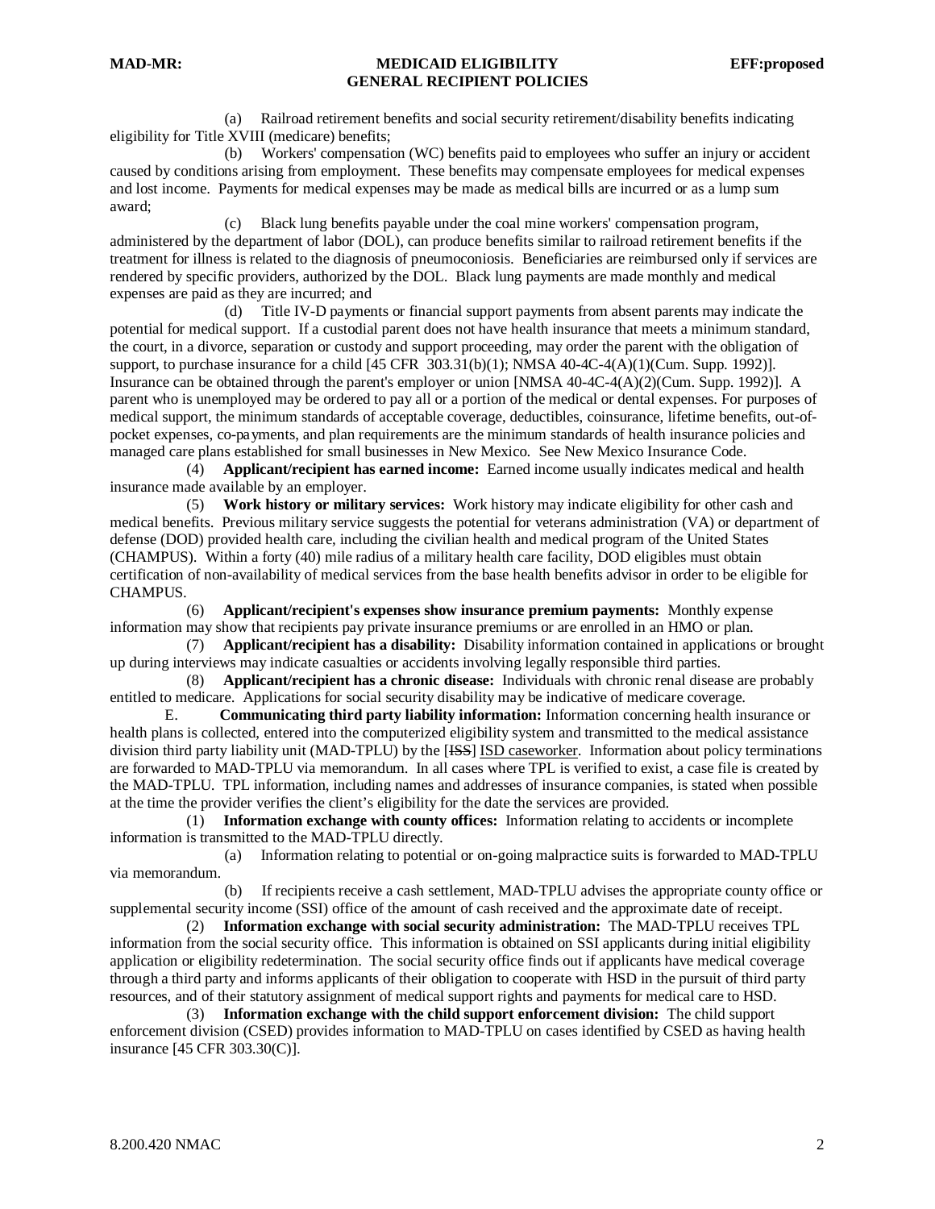(a) Railroad retirement benefits and social security retirement/disability benefits indicating eligibility for Title XVIII (medicare) benefits;

(b) Workers' compensation (WC) benefits paid to employees who suffer an injury or accident caused by conditions arising from employment. These benefits may compensate employees for medical expenses and lost income. Payments for medical expenses may be made as medical bills are incurred or as a lump sum award;

(c) Black lung benefits payable under the coal mine workers' compensation program, administered by the department of labor (DOL), can produce benefits similar to railroad retirement benefits if the treatment for illness is related to the diagnosis of pneumoconiosis. Beneficiaries are reimbursed only if services are rendered by specific providers, authorized by the DOL. Black lung payments are made monthly and medical expenses are paid as they are incurred; and

(d) Title IV-D payments or financial support payments from absent parents may indicate the potential for medical support. If a custodial parent does not have health insurance that meets a minimum standard, the court, in a divorce, separation or custody and support proceeding, may order the parent with the obligation of support, to purchase insurance for a child [45 CFR 303.31(b)(1); NMSA 40-4C-4(A)(1)(Cum. Supp. 1992)]. Insurance can be obtained through the parent's employer or union [NMSA 40-4C-4(A)(2)(Cum. Supp. 1992)]. A parent who is unemployed may be ordered to pay all or a portion of the medical or dental expenses. For purposes of medical support, the minimum standards of acceptable coverage, deductibles, coinsurance, lifetime benefits, out-of-pocket expenses, co-payments, and plan requirements are the minimum standards of health insurance policies and managed care plans established for small businesses in New Mexico. See New Mexico Insurance Code.

(4) **Applicant/recipient has earned income:** Earned income usually indicates medical and health insurance made available by an employer.

(5) **Work history or military services:** Work history may indicate eligibility for other cash and medical benefits. Previous military service suggests the potential for veterans administration (VA) or department of defense (DOD) provided health care, including the civilian health and medical program of the United States (CHAMPUS). Within a forty (40) mile radius of a military health care facility, DOD eligibles must obtain certification of non-availability of medical services from the base health benefits advisor in order to be eligible for CHAMPUS.

(6) **Applicant/recipient's expenses show insurance premium payments:** Monthly expense information may show that recipients pay private insurance premiums or are enrolled in an HMO or plan.

(7) **Applicant/recipient has a disability:** Disability information contained in applications or brought up during interviews may indicate casualties or accidents involving legally responsible third parties.

(8) **Applicant/recipient has a chronic disease:** Individuals with chronic renal disease are probably entitled to medicare. Applications for social security disability may be indicative of medicare coverage.

E. **Communicating third party liability information:** Information concerning health insurance or health plans is collected, entered into the computerized eligibility system and transmitted to the medical assistance division third party liability unit (MAD-TPLU) by the [~~ISS~~] ISD caseworker. Information about policy terminations are forwarded to MAD-TPLU via memorandum. In all cases where TPL is verified to exist, a case file is created by the MAD-TPLU. TPL information, including names and addresses of insurance companies, is stated when possible at the time the provider verifies the client's eligibility for the date the services are provided.

(1) **Information exchange with county offices:** Information relating to accidents or incomplete information is transmitted to the MAD-TPLU directly.

(a) Information relating to potential or on-going malpractice suits is forwarded to MAD-TPLU via memorandum.

(b) If recipients receive a cash settlement, MAD-TPLU advises the appropriate county office or supplemental security income (SSI) office of the amount of cash received and the approximate date of receipt.

(2) **Information exchange with social security administration:** The MAD-TPLU receives TPL information from the social security office. This information is obtained on SSI applicants during initial eligibility application or eligibility redetermination. The social security office finds out if applicants have medical coverage through a third party and informs applicants of their obligation to cooperate with HSD in the pursuit of third party resources, and of their statutory assignment of medical support rights and payments for medical care to HSD.

(3) **Information exchange with the child support enforcement division:** The child support enforcement division (CSED) provides information to MAD-TPLU on cases identified by CSED as having health insurance [45 CFR 303.30(C)].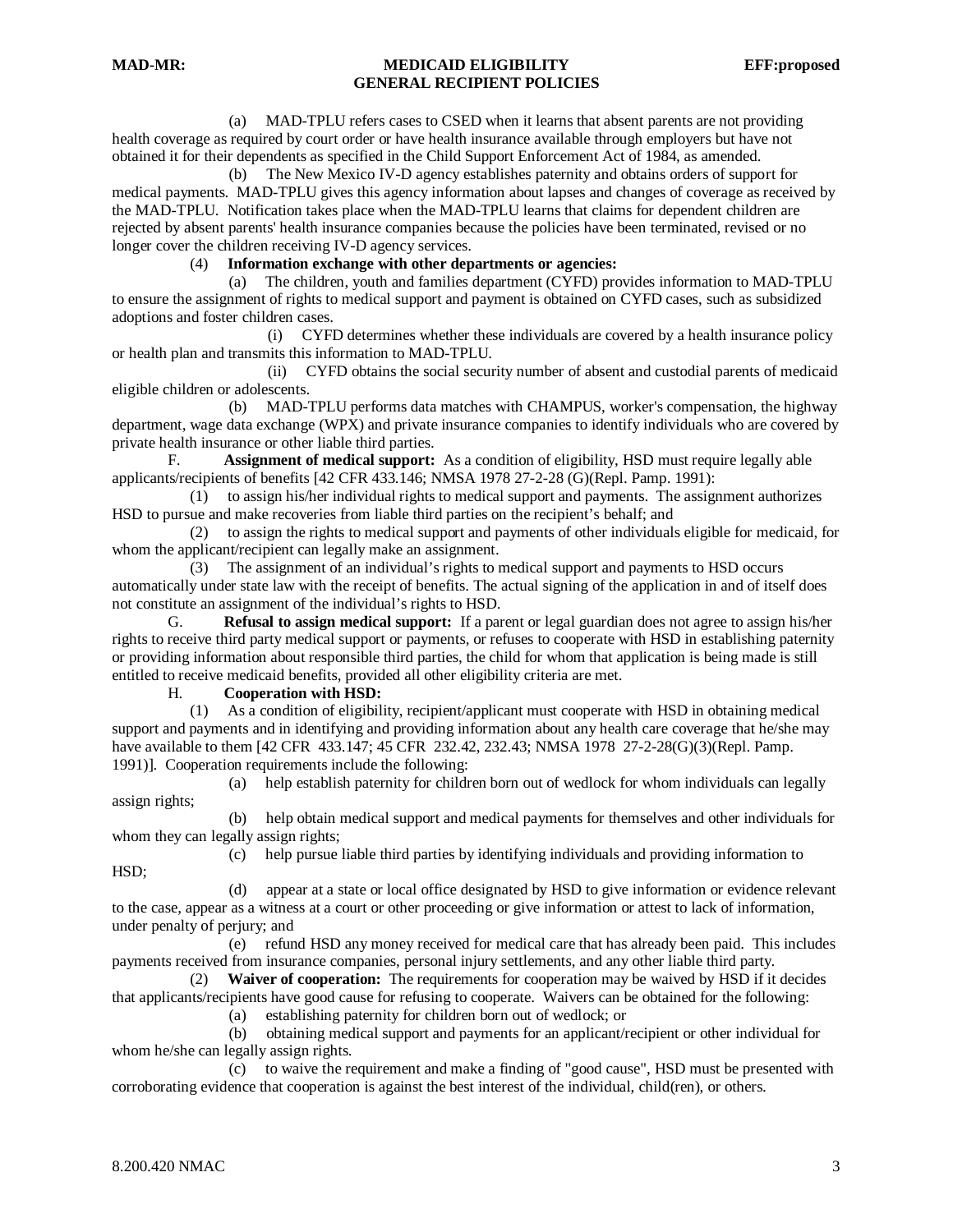(a) MAD-TPLU refers cases to CSED when it learns that absent parents are not providing health coverage as required by court order or have health insurance available through employers but have not obtained it for their dependents as specified in the Child Support Enforcement Act of 1984, as amended.

(b) The New Mexico IV-D agency establishes paternity and obtains orders of support for medical payments. MAD-TPLU gives this agency information about lapses and changes of coverage as received by the MAD-TPLU. Notification takes place when the MAD-TPLU learns that claims for dependent children are rejected by absent parents' health insurance companies because the policies have been terminated, revised or no longer cover the children receiving IV-D agency services.

(4) **Information exchange with other departments or agencies:**

(a) The children, youth and families department (CYFD) provides information to MAD-TPLU to ensure the assignment of rights to medical support and payment is obtained on CYFD cases, such as subsidized adoptions and foster children cases.

(i) CYFD determines whether these individuals are covered by a health insurance policy or health plan and transmits this information to MAD-TPLU.

(ii) CYFD obtains the social security number of absent and custodial parents of medicaid eligible children or adolescents.

(b) MAD-TPLU performs data matches with CHAMPUS, worker's compensation, the highway department, wage data exchange (WPX) and private insurance companies to identify individuals who are covered by private health insurance or other liable third parties.

F. **Assignment of medical support:** As a condition of eligibility, HSD must require legally able applicants/recipients of benefits [42 CFR 433.146; NMSA 1978 27-2-28 (G)(Repl. Pamp. 1991):

(1) to assign his/her individual rights to medical support and payments. The assignment authorizes HSD to pursue and make recoveries from liable third parties on the recipient's behalf; and

(2) to assign the rights to medical support and payments of other individuals eligible for medicaid, for whom the applicant/recipient can legally make an assignment.

(3) The assignment of an individual's rights to medical support and payments to HSD occurs automatically under state law with the receipt of benefits. The actual signing of the application in and of itself does not constitute an assignment of the individual's rights to HSD.

G. **Refusal to assign medical support:** If a parent or legal guardian does not agree to assign his/her rights to receive third party medical support or payments, or refuses to cooperate with HSD in establishing paternity or providing information about responsible third parties, the child for whom that application is being made is still entitled to receive medicaid benefits, provided all other eligibility criteria are met.

H. **Cooperation with HSD:**

(1) As a condition of eligibility, recipient/applicant must cooperate with HSD in obtaining medical support and payments and in identifying and providing information about any health care coverage that he/she may have available to them [42 CFR 433.147; 45 CFR 232.42, 232.43; NMSA 1978 27-2-28(G)(3)(Repl. Pamp. 1991)]. Cooperation requirements include the following:

(a) help establish paternity for children born out of wedlock for whom individuals can legally assign rights;

(b) help obtain medical support and medical payments for themselves and other individuals for whom they can legally assign rights;

(c) help pursue liable third parties by identifying individuals and providing information to HSD;

(d) appear at a state or local office designated by HSD to give information or evidence relevant to the case, appear as a witness at a court or other proceeding or give information or attest to lack of information, under penalty of perjury; and

(e) refund HSD any money received for medical care that has already been paid. This includes payments received from insurance companies, personal injury settlements, and any other liable third party.

(2) **Waiver of cooperation:** The requirements for cooperation may be waived by HSD if it decides that applicants/recipients have good cause for refusing to cooperate. Waivers can be obtained for the following:

(a) establishing paternity for children born out of wedlock; or

(b) obtaining medical support and payments for an applicant/recipient or other individual for whom he/she can legally assign rights.

(c) to waive the requirement and make a finding of "good cause", HSD must be presented with corroborating evidence that cooperation is against the best interest of the individual, child(ren), or others.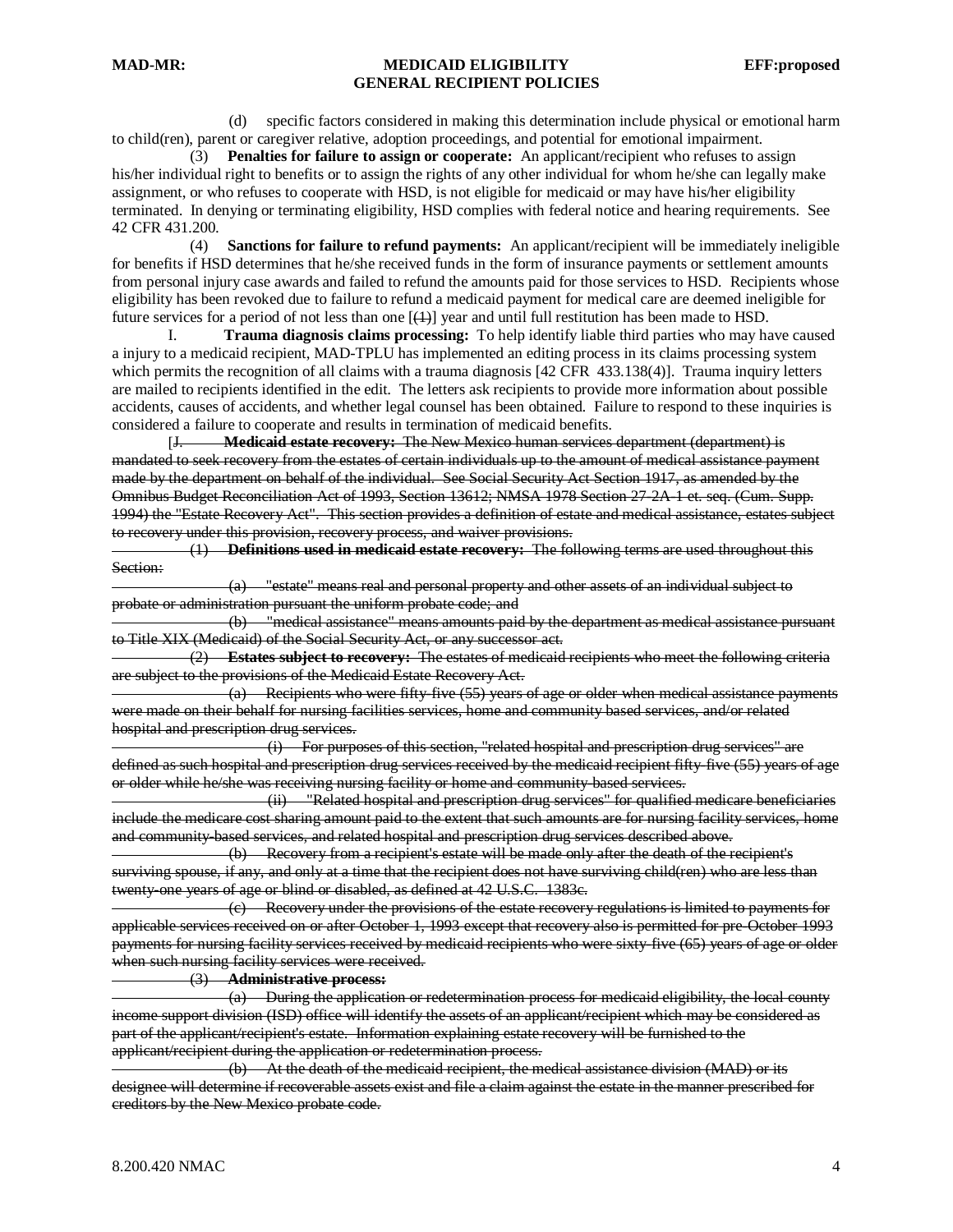(d) specific factors considered in making this determination include physical or emotional harm to child(ren), parent or caregiver relative, adoption proceedings, and potential for emotional impairment.

(3) **Penalties for failure to assign or cooperate:** An applicant/recipient who refuses to assign his/her individual right to benefits or to assign the rights of any other individual for whom he/she can legally make assignment, or who refuses to cooperate with HSD, is not eligible for medicaid or may have his/her eligibility terminated. In denying or terminating eligibility, HSD complies with federal notice and hearing requirements. See 42 CFR 431.200.

(4) **Sanctions for failure to refund payments:** An applicant/recipient will be immediately ineligible for benefits if HSD determines that he/she received funds in the form of insurance payments or settlement amounts from personal injury case awards and failed to refund the amounts paid for those services to HSD. Recipients whose eligibility has been revoked due to failure to refund a medicaid payment for medical care are deemed ineligible for future services for a period of not less than one [~~(1)~~] year and until full restitution has been made to HSD.

I. **Trauma diagnosis claims processing:** To help identify liable third parties who may have caused a injury to a medicaid recipient, MAD-TPLU has implemented an editing process in its claims processing system which permits the recognition of all claims with a trauma diagnosis [42 CFR 433.138(4)]. Trauma inquiry letters are mailed to recipients identified in the edit. The letters ask recipients to provide more information about possible accidents, causes of accidents, and whether legal counsel has been obtained. Failure to respond to these inquiries is considered a failure to cooperate and results in termination of medicaid benefits.

[~~J. **Medicaid estate recovery:** The New Mexico human services department (department) is mandated to seek recovery from the estates of certain individuals up to the amount of medical assistance payment made by the department on behalf of the individual. See Social Security Act Section 1917, as amended by the Omnibus Budget Reconciliation Act of 1993, Section 13612; NMSA 1978 Section 27-2A-1 et. seq. (Cum. Supp. 1994) the "Estate Recovery Act". This section provides a definition of estate and medical assistance, estates subject to recovery under this provision, recovery process, and waiver provisions.~~

~~(1) **Definitions used in medicaid estate recovery:** The following terms are used throughout this Section:~~

~~(a) "estate" means real and personal property and other assets of an individual subject to probate or administration pursuant the uniform probate code; and~~

~~(b) "medical assistance" means amounts paid by the department as medical assistance pursuant to Title XIX (Medicaid) of the Social Security Act, or any successor act.~~

~~(2) **Estates subject to recovery:** The estates of medicaid recipients who meet the following criteria are subject to the provisions of the Medicaid Estate Recovery Act.~~

~~(a) Recipients who were fifty-five (55) years of age or older when medical assistance payments were made on their behalf for nursing facilities services, home and community based services, and/or related hospital and prescription drug services.~~

~~(i) For purposes of this section, "related hospital and prescription drug services" are defined as such hospital and prescription drug services received by the medicaid recipient fifty-five (55) years of age or older while he/she was receiving nursing facility or home and community-based services.~~

~~(ii) "Related hospital and prescription drug services" for qualified medicare beneficiaries include the medicare cost sharing amount paid to the extent that such amounts are for nursing facility services, home and community-based services, and related hospital and prescription drug services described above.~~

~~(b) Recovery from a recipient's estate will be made only after the death of the recipient's surviving spouse, if any, and only at a time that the recipient does not have surviving child(ren) who are less than twenty-one years of age or blind or disabled, as defined at 42 U.S.C. 1383c.~~

~~(c) Recovery under the provisions of the estate recovery regulations is limited to payments for applicable services received on or after October 1, 1993 except that recovery also is permitted for pre-October 1993 payments for nursing facility services received by medicaid recipients who were sixty-five (65) years of age or older when such nursing facility services were received.~~

~~(3) **Administrative process:**~~

~~(a) During the application or redetermination process for medicaid eligibility, the local county income support division (ISD) office will identify the assets of an applicant/recipient which may be considered as part of the applicant/recipient's estate. Information explaining estate recovery will be furnished to the applicant/recipient during the application or redetermination process.~~

~~(b) At the death of the medicaid recipient, the medical assistance division (MAD) or its designee will determine if recoverable assets exist and file a claim against the estate in the manner prescribed for creditors by the New Mexico probate code.~~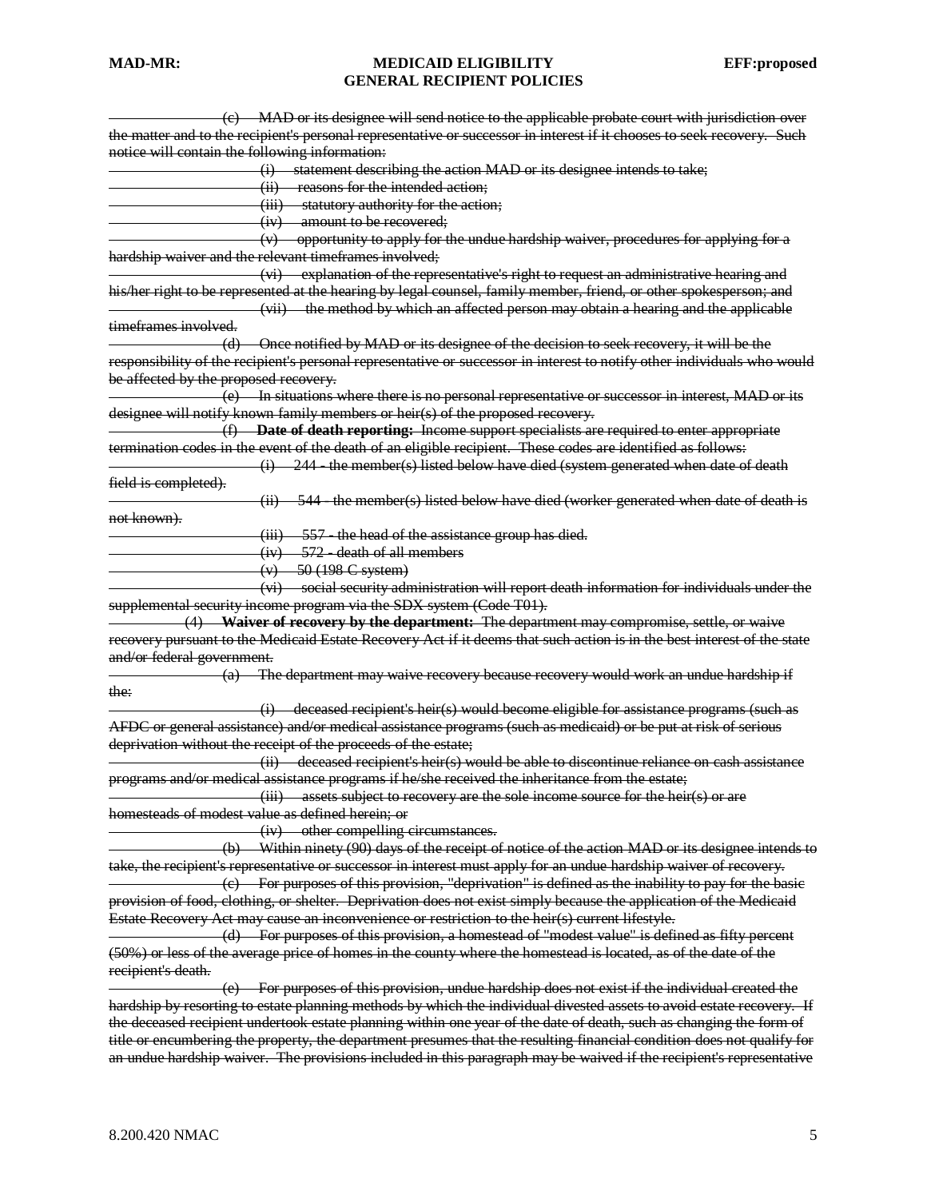~~(c) MAD or its designee will send notice to the applicable probate court with jurisdiction over the matter and to the recipient's personal representative or successor in interest if it chooses to seek recovery. Such notice will contain the following information:~~

~~(i) statement describing the action MAD or its designee intends to take;~~

~~(ii) reasons for the intended action;~~

~~(iii) statutory authority for the action;~~

~~(iv) amount to be recovered;~~

~~(v) opportunity to apply for the undue hardship waiver, procedures for applying for a hardship waiver and the relevant timeframes involved;~~

~~(vi) explanation of the representative's right to request an administrative hearing and his/her right to be represented at the hearing by legal counsel, family member, friend, or other spokesperson; and~~

~~(vii) the method by which an affected person may obtain a hearing and the applicable timeframes involved.~~

~~(d) Once notified by MAD or its designee of the decision to seek recovery, it will be the responsibility of the recipient's personal representative or successor in interest to notify other individuals who would be affected by the proposed recovery.~~

~~(e) In situations where there is no personal representative or successor in interest, MAD or its designee will notify known family members or heir(s) of the proposed recovery.~~

~~(f) **Date of death reporting:** Income support specialists are required to enter appropriate termination codes in the event of the death of an eligible recipient. These codes are identified as follows:~~

~~(i) 244 - the member(s) listed below have died (system generated when date of death field is completed).~~

~~(ii) 544 - the member(s) listed below have died (worker generated when date of death is not known).~~

~~(iii) 557 - the head of the assistance group has died.~~

~~(iv) 572 - death of all members~~

~~(v) 50 (198 C system)~~

~~(vi) social security administration will report death information for individuals under the supplemental security income program via the SDX system (Code T01).~~

~~(4) **Waiver of recovery by the department:** The department may compromise, settle, or waive recovery pursuant to the Medicaid Estate Recovery Act if it deems that such action is in the best interest of the state and/or federal government.~~

~~(a) The department may waive recovery because recovery would work an undue hardship if the:~~

~~(i) deceased recipient's heir(s) would become eligible for assistance programs (such as AFDC or general assistance) and/or medical assistance programs (such as medicaid) or be put at risk of serious deprivation without the receipt of the proceeds of the estate;~~

~~(ii) deceased recipient's heir(s) would be able to discontinue reliance on cash assistance programs and/or medical assistance programs if he/she received the inheritance from the estate;~~

~~(iii) assets subject to recovery are the sole income source for the heir(s) or are homesteads of modest value as defined herein; or~~

~~(iv) other compelling circumstances.~~

~~(b) Within ninety (90) days of the receipt of notice of the action MAD or its designee intends to take, the recipient's representative or successor in interest must apply for an undue hardship waiver of recovery.~~

~~(c) For purposes of this provision, "deprivation" is defined as the inability to pay for the basic provision of food, clothing, or shelter. Deprivation does not exist simply because the application of the Medicaid Estate Recovery Act may cause an inconvenience or restriction to the heir(s) current lifestyle.~~

~~(d) For purposes of this provision, a homestead of "modest value" is defined as fifty percent (50%) or less of the average price of homes in the county where the homestead is located, as of the date of the recipient's death.~~

~~(e) For purposes of this provision, undue hardship does not exist if the individual created the hardship by resorting to estate planning methods by which the individual divested assets to avoid estate recovery. If the deceased recipient undertook estate planning within one year of the date of death, such as changing the form of title or encumbering the property, the department presumes that the resulting financial condition does not qualify for an undue hardship waiver. The provisions included in this paragraph may be waived if the recipient's representative~~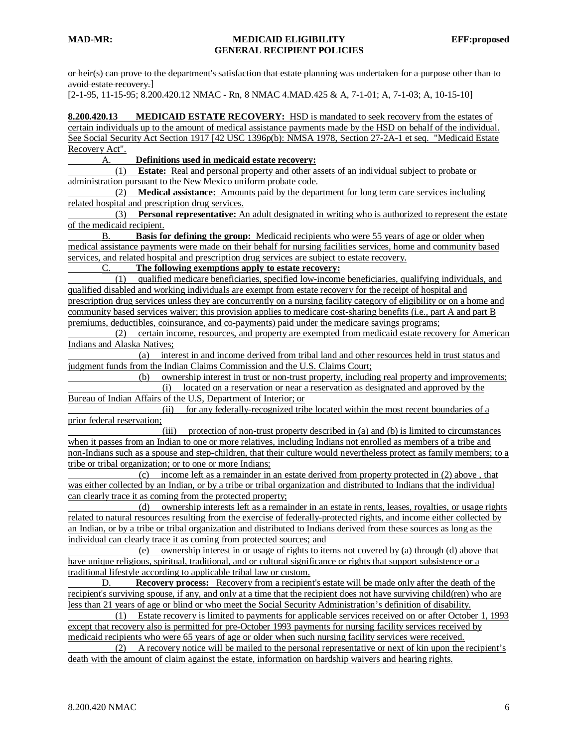~~or heir(s) can prove to the department's satisfaction that estate planning was undertaken for a purpose other than to avoid estate recovery.~~]

[2-1-95, 11-15-95; 8.200.420.12 NMAC - Rn, 8 NMAC 4.MAD.425 & A, 7-1-01; A, 7-1-03; A, 10-15-10]

**8.200.420.13 MEDICAID ESTATE RECOVERY:** HSD is mandated to seek recovery from the estates of certain individuals up to the amount of medical assistance payments made by the HSD on behalf of the individual. See Social Security Act Section 1917 [42 USC 1396p(b): NMSA 1978, Section 27-2A-1 et seq. "Medicaid Estate Recovery Act".

A. **Definitions used in medicaid estate recovery:**

(1) **Estate:** Real and personal property and other assets of an individual subject to probate or administration pursuant to the New Mexico uniform probate code.

(2) **Medical assistance:** Amounts paid by the department for long term care services including related hospital and prescription drug services.

(3) **Personal representative:** An adult designated in writing who is authorized to represent the estate of the medicaid recipient.

B. **Basis for defining the group:** Medicaid recipients who were 55 years of age or older when medical assistance payments were made on their behalf for nursing facilities services, home and community based services, and related hospital and prescription drug services are subject to estate recovery.

C. **The following exemptions apply to estate recovery:**

(1) qualified medicare beneficiaries, specified low-income beneficiaries, qualifying individuals, and qualified disabled and working individuals are exempt from estate recovery for the receipt of hospital and prescription drug services unless they are concurrently on a nursing facility category of eligibility or on a home and community based services waiver; this provision applies to medicare cost-sharing benefits (i.e., part A and part B premiums, deductibles, coinsurance, and co-payments) paid under the medicare savings programs;

(2) certain income, resources, and property are exempted from medicaid estate recovery for American Indians and Alaska Natives;

(a) interest in and income derived from tribal land and other resources held in trust status and judgment funds from the Indian Claims Commission and the U.S. Claims Court;

(b) ownership interest in trust or non-trust property, including real property and improvements;

(i) located on a reservation or near a reservation as designated and approved by the Bureau of Indian Affairs of the U.S, Department of Interior; or

(ii) for any federally-recognized tribe located within the most recent boundaries of a prior federal reservation;

(iii) protection of non-trust property described in (a) and (b) is limited to circumstances when it passes from an Indian to one or more relatives, including Indians not enrolled as members of a tribe and non-Indians such as a spouse and step-children, that their culture would nevertheless protect as family members; to a tribe or tribal organization; or to one or more Indians;

(c) income left as a remainder in an estate derived from property protected in (2) above , that was either collected by an Indian, or by a tribe or tribal organization and distributed to Indians that the individual can clearly trace it as coming from the protected property;

(d) ownership interests left as a remainder in an estate in rents, leases, royalties, or usage rights related to natural resources resulting from the exercise of federally-protected rights, and income either collected by an Indian, or by a tribe or tribal organization and distributed to Indians derived from these sources as long as the individual can clearly trace it as coming from protected sources; and

(e) ownership interest in or usage of rights to items not covered by (a) through (d) above that have unique religious, spiritual, traditional, and or cultural significance or rights that support subsistence or a traditional lifestyle according to applicable tribal law or custom.

D. **Recovery process:** Recovery from a recipient's estate will be made only after the death of the recipient's surviving spouse, if any, and only at a time that the recipient does not have surviving child(ren) who are less than 21 years of age or blind or who meet the Social Security Administration's definition of disability.

(1) Estate recovery is limited to payments for applicable services received on or after October 1, 1993 except that recovery also is permitted for pre-October 1993 payments for nursing facility services received by medicaid recipients who were 65 years of age or older when such nursing facility services were received.

(2) A recovery notice will be mailed to the personal representative or next of kin upon the recipient's death with the amount of claim against the estate, information on hardship waivers and hearing rights.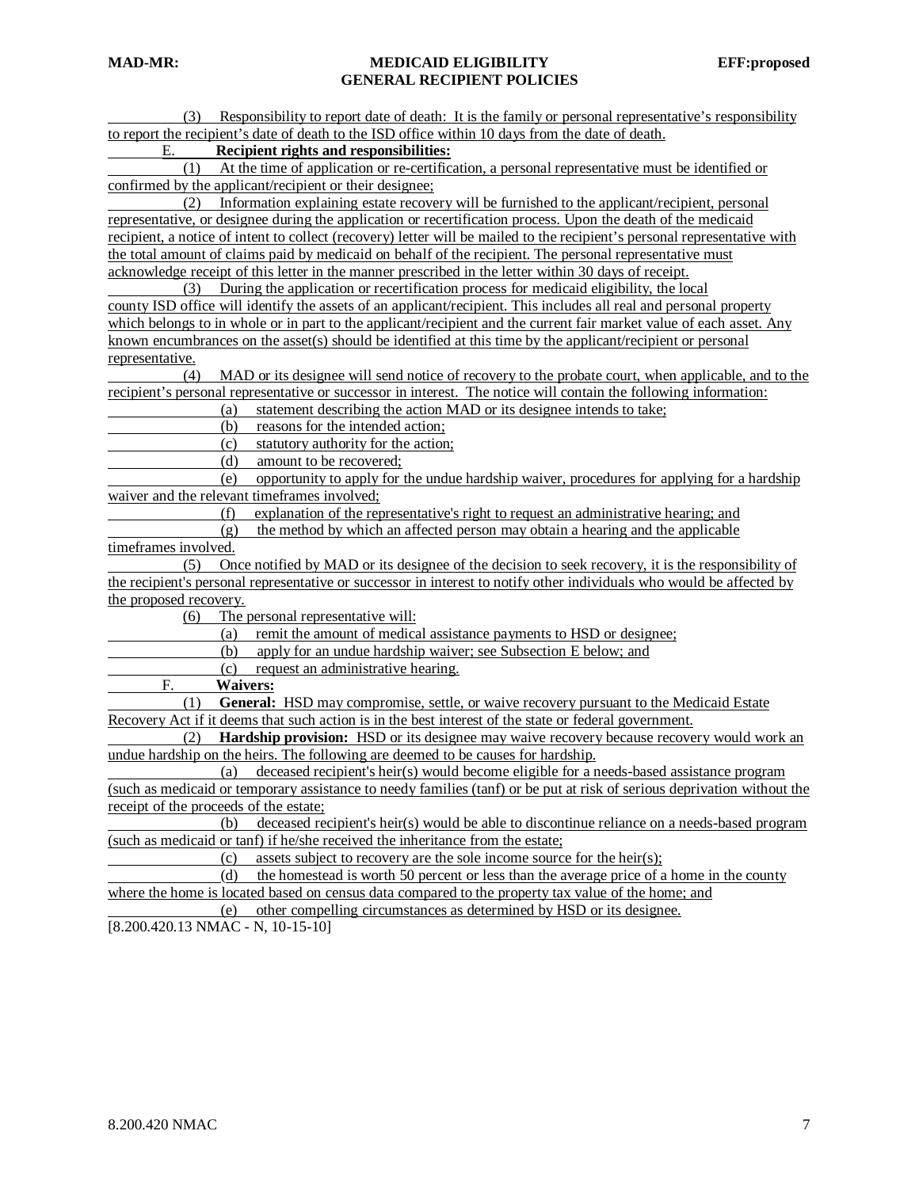(3) Responsibility to report date of death: It is the family or personal representative's responsibility to report the recipient's date of death to the ISD office within 10 days from the date of death.

E. **Recipient rights and responsibilities:**

(1) At the time of application or re-certification, a personal representative must be identified or confirmed by the applicant/recipient or their designee;

(2) Information explaining estate recovery will be furnished to the applicant/recipient, personal representative, or designee during the application or recertification process. Upon the death of the medicaid recipient, a notice of intent to collect (recovery) letter will be mailed to the recipient's personal representative with the total amount of claims paid by medicaid on behalf of the recipient. The personal representative must acknowledge receipt of this letter in the manner prescribed in the letter within 30 days of receipt.

(3) During the application or recertification process for medicaid eligibility, the local county ISD office will identify the assets of an applicant/recipient. This includes all real and personal property which belongs to in whole or in part to the applicant/recipient and the current fair market value of each asset. Any known encumbrances on the asset(s) should be identified at this time by the applicant/recipient or personal representative.

(4) MAD or its designee will send notice of recovery to the probate court, when applicable, and to the recipient's personal representative or successor in interest. The notice will contain the following information:

(a) statement describing the action MAD or its designee intends to take;

(b) reasons for the intended action;

(c) statutory authority for the action;

(d) amount to be recovered;

(e) opportunity to apply for the undue hardship waiver, procedures for applying for a hardship waiver and the relevant timeframes involved;

(f) explanation of the representative's right to request an administrative hearing; and

(g) the method by which an affected person may obtain a hearing and the applicable timeframes involved.

(5) Once notified by MAD or its designee of the decision to seek recovery, it is the responsibility of the recipient's personal representative or successor in interest to notify other individuals who would be affected by the proposed recovery.

(6) The personal representative will:

(a) remit the amount of medical assistance payments to HSD or designee;

(b) apply for an undue hardship waiver; see Subsection E below; and

(c) request an administrative hearing.

F. **Waivers:**

(1) **General:** HSD may compromise, settle, or waive recovery pursuant to the Medicaid Estate Recovery Act if it deems that such action is in the best interest of the state or federal government.

(2) **Hardship provision:** HSD or its designee may waive recovery because recovery would work an undue hardship on the heirs. The following are deemed to be causes for hardship.

(a) deceased recipient's heir(s) would become eligible for a needs-based assistance program (such as medicaid or temporary assistance to needy families (tanf) or be put at risk of serious deprivation without the receipt of the proceeds of the estate;

(b) deceased recipient's heir(s) would be able to discontinue reliance on a needs-based program (such as medicaid or tanf) if he/she received the inheritance from the estate;

(c) assets subject to recovery are the sole income source for the heir(s);

(d) the homestead is worth 50 percent or less than the average price of a home in the county where the home is located based on census data compared to the property tax value of the home; and

(e) other compelling circumstances as determined by HSD or its designee.

[8.200.420.13 NMAC - N, 10-15-10]